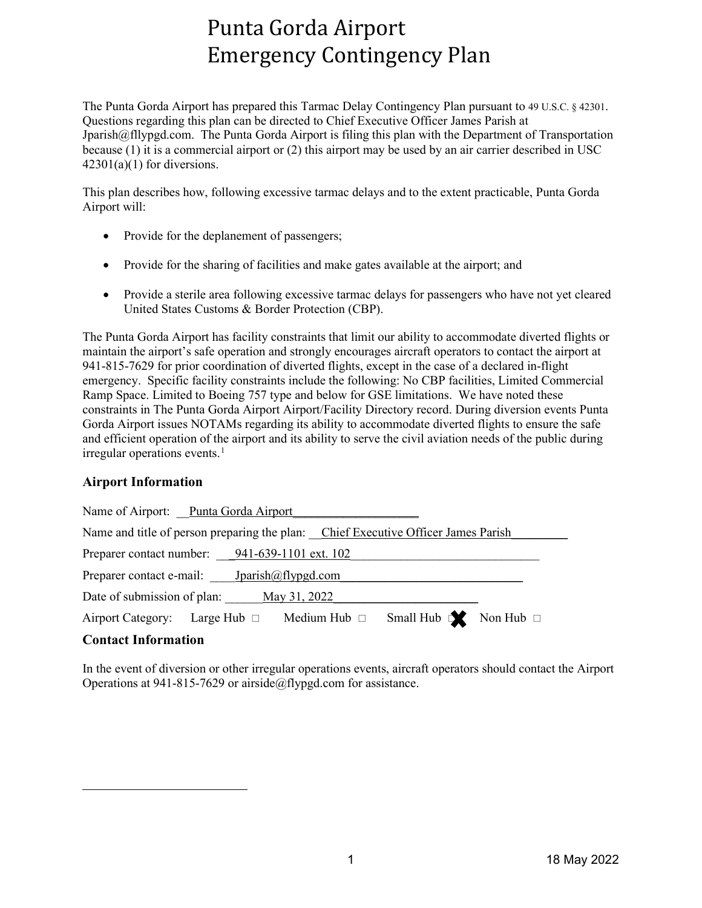# Punta Gorda Airport Emergency Contingency Plan

The Punta Gorda Airport has prepared this Tarmac Delay Contingency Plan pursuant to 49 U.S.C. § 42301. Questions regarding this plan can be directed to Chief Executive Officer James Parish at Jparish@fllypgd.com. The Punta Gorda Airport is filing this plan with the Department of Transportation because (1) it is a commercial airport or (2) this airport may be used by an air carrier described in USC 42301(a)(1) for diversions.

This plan describes how, following excessive tarmac delays and to the extent practicable, Punta Gorda Airport will:

- Provide for the deplanement of passengers;
- Provide for the sharing of facilities and make gates available at the airport; and
- Provide a sterile area following excessive tarmac delays for passengers who have not yet cleared United States Customs & Border Protection (CBP).

The Punta Gorda Airport has facility constraints that limit our ability to accommodate diverted flights or maintain the airport's safe operation and strongly encourages aircraft operators to contact the airport at 941-815-7629 for prior coordination of diverted flights, except in the case of a declared in-flight emergency. Specific facility constraints include the following: No CBP facilities, Limited Commercial Ramp Space. Limited to Boeing 757 type and below for GSE limitations. We have noted these constraints in The Punta Gorda Airport Airport/Facility Directory record. During diversion events Punta Gorda Airport issues NOTAMs regarding its ability to accommodate diverted flights to ensure the safe and efficient operation of the airport and its ability to serve the civil aviation needs of the public during irregular operations events.[1]

### Airport Information

Name of Airport: Punta Gorda Airport

Name and title of person preparing the plan: Chief Executive Officer James Parish

Preparer contact number: 941-639-1101 ext. 102

Preparer contact e-mail: Jparish@flypgd.com

Date of submission of plan: May 31, 2022

Airport Category: Large Hub ☐ Medium Hub ☐ Small Hub ☒ Non Hub ☐

### Contact Information

In the event of diversion or other irregular operations events, aircraft operators should contact the Airport Operations at 941-815-7629 or airside@flypgd.com for assistance.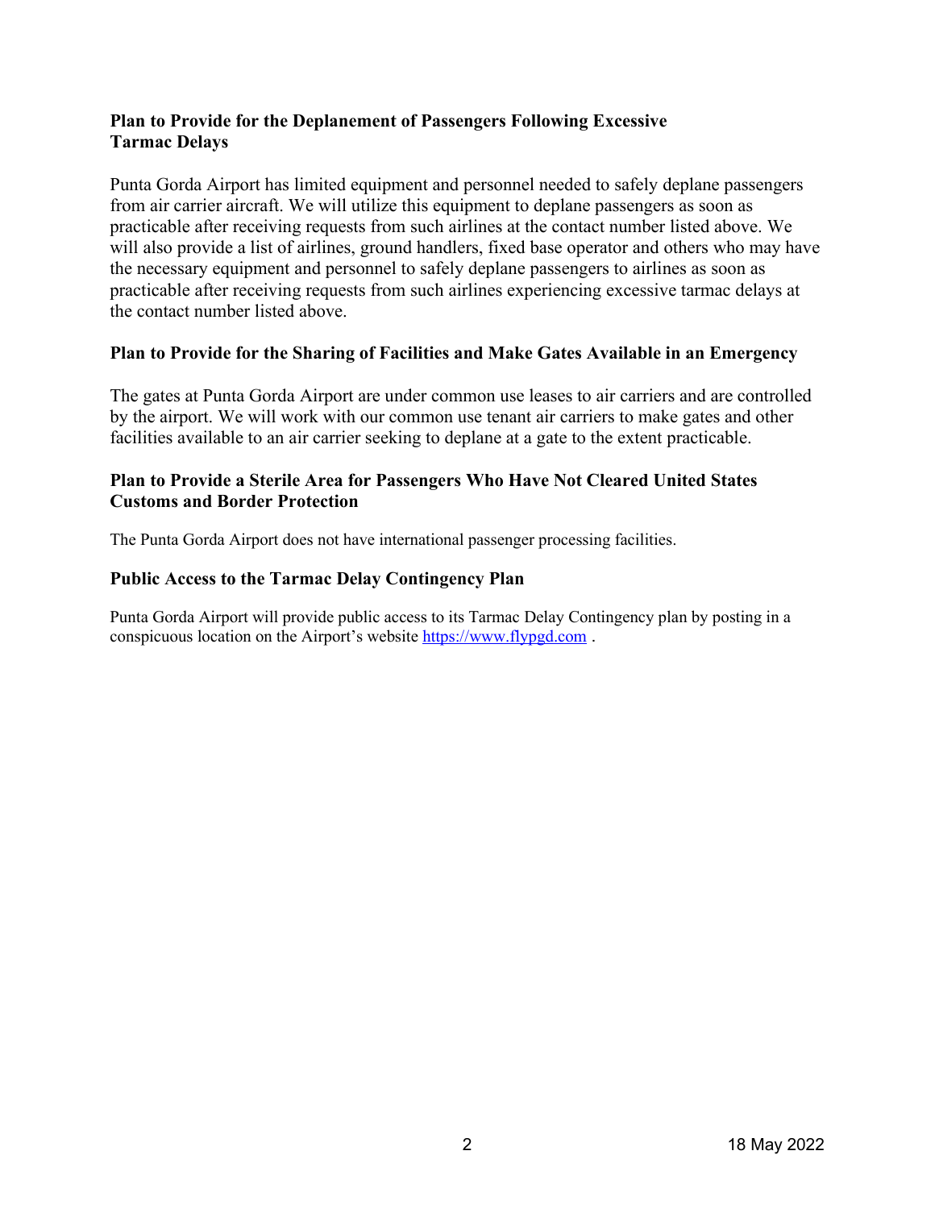## Plan to Provide for the Deplanement of Passengers Following Excessive Tarmac Delays

Punta Gorda Airport has limited equipment and personnel needed to safely deplane passengers from air carrier aircraft. We will utilize this equipment to deplane passengers as soon as practicable after receiving requests from such airlines at the contact number listed above. We will also provide a list of airlines, ground handlers, fixed base operator and others who may have the necessary equipment and personnel to safely deplane passengers to airlines as soon as practicable after receiving requests from such airlines experiencing excessive tarmac delays at the contact number listed above.

## Plan to Provide for the Sharing of Facilities and Make Gates Available in an Emergency

The gates at Punta Gorda Airport are under common use leases to air carriers and are controlled by the airport. We will work with our common use tenant air carriers to make gates and other facilities available to an air carrier seeking to deplane at a gate to the extent practicable.

## Plan to Provide a Sterile Area for Passengers Who Have Not Cleared United States Customs and Border Protection

The Punta Gorda Airport does not have international passenger processing facilities.

## Public Access to the Tarmac Delay Contingency Plan

Punta Gorda Airport will provide public access to its Tarmac Delay Contingency plan by posting in a conspicuous location on the Airport's website https://www.flypgd.com .